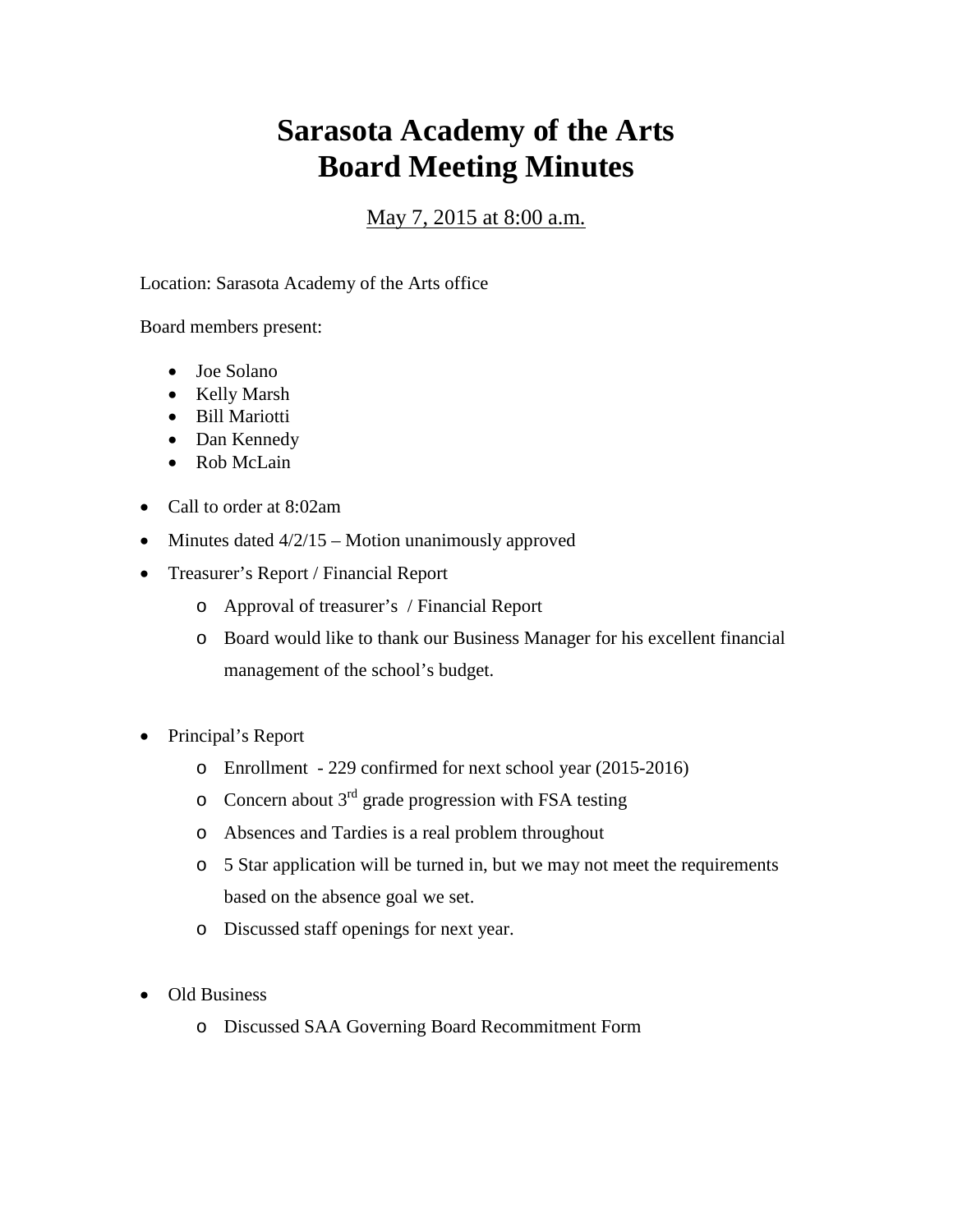# Sarasota Academy of the Arts
# Board Meeting Minutes

May 7, 2015 at 8:00 a.m.

Location: Sarasota Academy of the Arts office

Board members present:

- Joe Solano
- Kelly Marsh
- Bill Mariotti
- Dan Kennedy
- Rob McLain

- Call to order at 8:02am
- Minutes dated 4/2/15 – Motion unanimously approved
- Treasurer's Report / Financial Report
  - Approval of treasurer's / Financial Report
  - Board would like to thank our Business Manager for his excellent financial management of the school's budget.
- Principal's Report
  - Enrollment - 229 confirmed for next school year (2015-2016)
  - Concern about 3rd grade progression with FSA testing
  - Absences and Tardies is a real problem throughout
  - 5 Star application will be turned in, but we may not meet the requirements based on the absence goal we set.
  - Discussed staff openings for next year.
- Old Business
  - Discussed SAA Governing Board Recommitment Form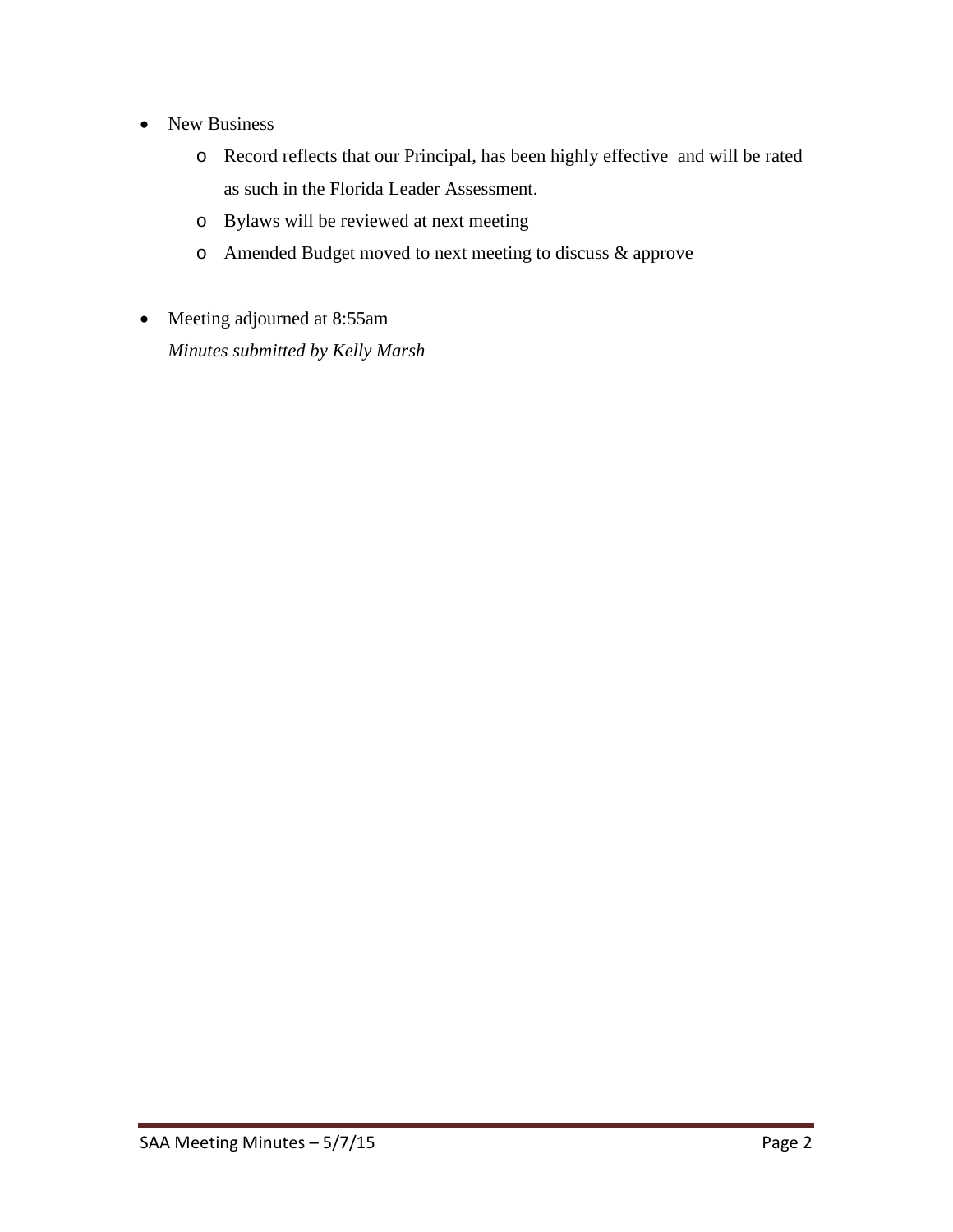- New Business
  - Record reflects that our Principal, has been highly effective and will be rated as such in the Florida Leader Assessment.
  - Bylaws will be reviewed at next meeting
  - Amended Budget moved to next meeting to discuss & approve

- Meeting adjourned at 8:55am
  *Minutes submitted by Kelly Marsh*